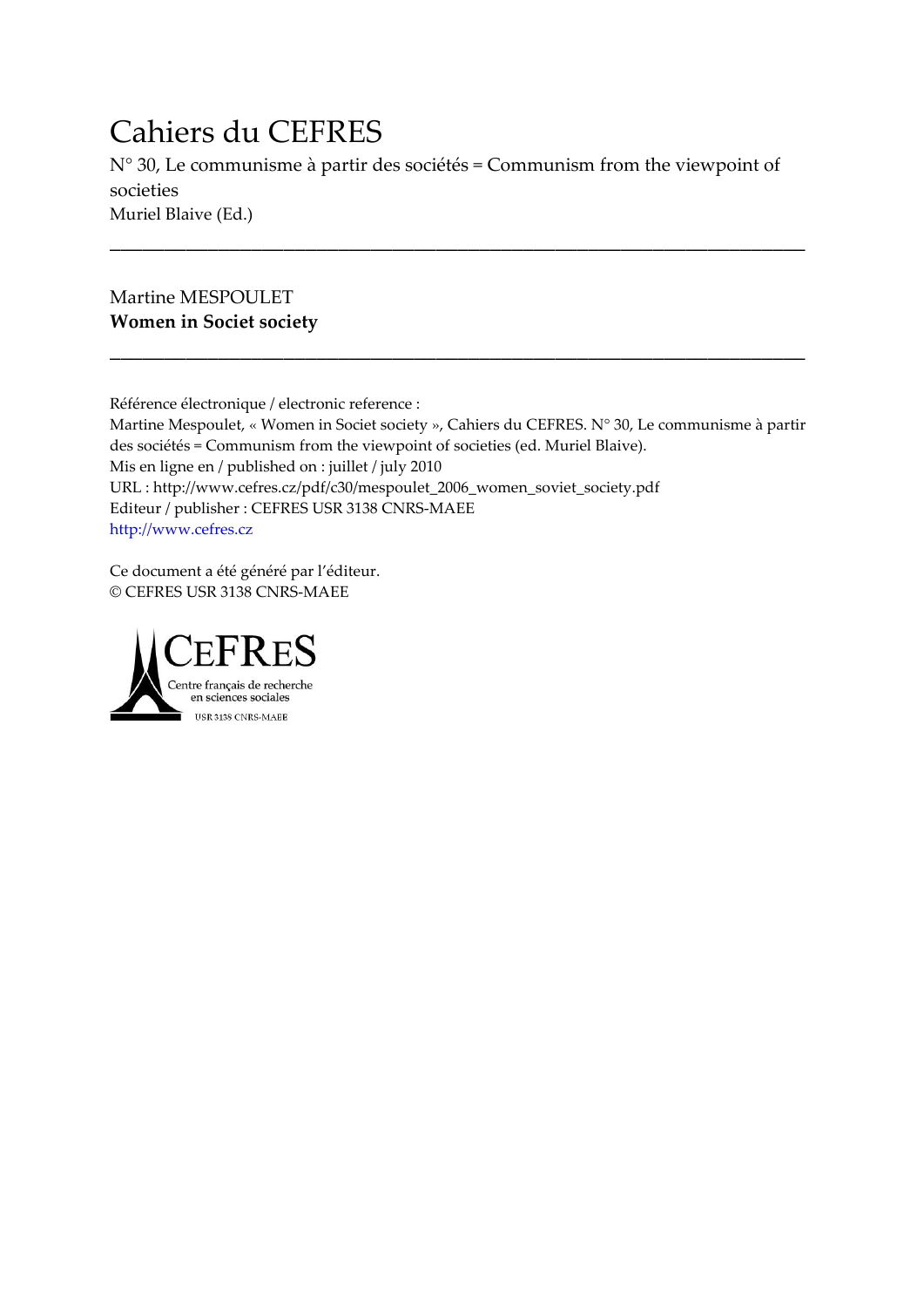# Cahiers du CEFRES

N° 30, Le communisme à partir des sociétés = Communism from the viewpoint of societies

Muriel Blaive (Ed.)

---

Martine MESPOULET

**Women in Societ society**

---

Référence électronique / electronic reference :

Martine Mespoulet, « Women in Societ society », Cahiers du CEFRES. N° 30, Le communisme à partir des sociétés = Communism from the viewpoint of societies (ed. Muriel Blaive).

Mis en ligne en / published on : juillet / july 2010

URL : http://www.cefres.cz/pdf/c30/mespoulet_2006_women_soviet_society.pdf

Editeur / publisher : CEFRES USR 3138 CNRS-MAEE

http://www.cefres.cz

Ce document a été généré par l'éditeur.

© CEFRES USR 3138 CNRS-MAEE

CEFRES

Centre français de recherche en sciences sociales

USR 3138 CNRS-MAEE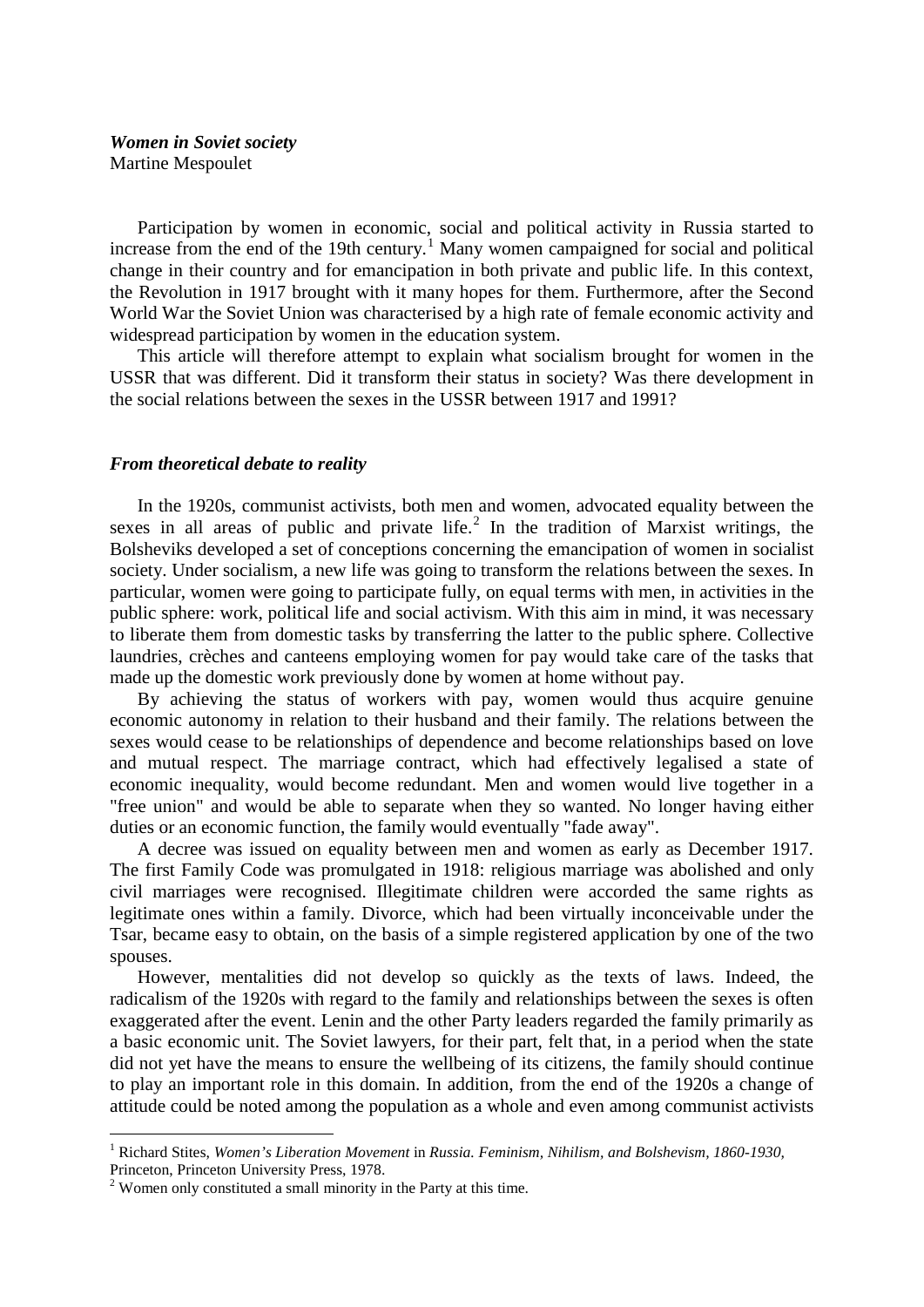***Women in Soviet society***
Martine Mespoulet

Participation by women in economic, social and political activity in Russia started to increase from the end of the 19th century.[1] Many women campaigned for social and political change in their country and for emancipation in both private and public life. In this context, the Revolution in 1917 brought with it many hopes for them. Furthermore, after the Second World War the Soviet Union was characterised by a high rate of female economic activity and widespread participation by women in the education system.

This article will therefore attempt to explain what socialism brought for women in the USSR that was different. Did it transform their status in society? Was there development in the social relations between the sexes in the USSR between 1917 and 1991?

### *From theoretical debate to reality*

In the 1920s, communist activists, both men and women, advocated equality between the sexes in all areas of public and private life.[2] In the tradition of Marxist writings, the Bolsheviks developed a set of conceptions concerning the emancipation of women in socialist society. Under socialism, a new life was going to transform the relations between the sexes. In particular, women were going to participate fully, on equal terms with men, in activities in the public sphere: work, political life and social activism. With this aim in mind, it was necessary to liberate them from domestic tasks by transferring the latter to the public sphere. Collective laundries, crèches and canteens employing women for pay would take care of the tasks that made up the domestic work previously done by women at home without pay.

By achieving the status of workers with pay, women would thus acquire genuine economic autonomy in relation to their husband and their family. The relations between the sexes would cease to be relationships of dependence and become relationships based on love and mutual respect. The marriage contract, which had effectively legalised a state of economic inequality, would become redundant. Men and women would live together in a "free union" and would be able to separate when they so wanted. No longer having either duties or an economic function, the family would eventually "fade away".

A decree was issued on equality between men and women as early as December 1917. The first Family Code was promulgated in 1918: religious marriage was abolished and only civil marriages were recognised. Illegitimate children were accorded the same rights as legitimate ones within a family. Divorce, which had been virtually inconceivable under the Tsar, became easy to obtain, on the basis of a simple registered application by one of the two spouses.

However, mentalities did not develop so quickly as the texts of laws. Indeed, the radicalism of the 1920s with regard to the family and relationships between the sexes is often exaggerated after the event. Lenin and the other Party leaders regarded the family primarily as a basic economic unit. The Soviet lawyers, for their part, felt that, in a period when the state did not yet have the means to ensure the wellbeing of its citizens, the family should continue to play an important role in this domain. In addition, from the end of the 1920s a change of attitude could be noted among the population as a whole and even among communist activists

---

[1] Richard Stites, *Women's Liberation Movement* in *Russia. Feminism, Nihilism, and Bolshevism, 1860-1930,* Princeton, Princeton University Press, 1978.

[2] Women only constituted a small minority in the Party at this time.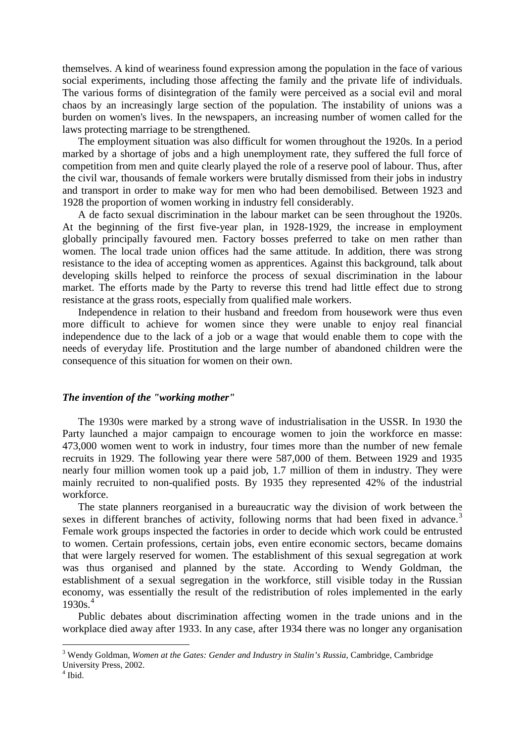themselves. A kind of weariness found expression among the population in the face of various social experiments, including those affecting the family and the private life of individuals. The various forms of disintegration of the family were perceived as a social evil and moral chaos by an increasingly large section of the population. The instability of unions was a burden on women's lives. In the newspapers, an increasing number of women called for the laws protecting marriage to be strengthened.

The employment situation was also difficult for women throughout the 1920s. In a period marked by a shortage of jobs and a high unemployment rate, they suffered the full force of competition from men and quite clearly played the role of a reserve pool of labour. Thus, after the civil war, thousands of female workers were brutally dismissed from their jobs in industry and transport in order to make way for men who had been demobilised. Between 1923 and 1928 the proportion of women working in industry fell considerably.

A de facto sexual discrimination in the labour market can be seen throughout the 1920s. At the beginning of the first five-year plan, in 1928-1929, the increase in employment globally principally favoured men. Factory bosses preferred to take on men rather than women. The local trade union offices had the same attitude. In addition, there was strong resistance to the idea of accepting women as apprentices. Against this background, talk about developing skills helped to reinforce the process of sexual discrimination in the labour market. The efforts made by the Party to reverse this trend had little effect due to strong resistance at the grass roots, especially from qualified male workers.

Independence in relation to their husband and freedom from housework were thus even more difficult to achieve for women since they were unable to enjoy real financial independence due to the lack of a job or a wage that would enable them to cope with the needs of everyday life. Prostitution and the large number of abandoned children were the consequence of this situation for women on their own.

### *The invention of the "working mother"*

The 1930s were marked by a strong wave of industrialisation in the USSR. In 1930 the Party launched a major campaign to encourage women to join the workforce en masse: 473,000 women went to work in industry, four times more than the number of new female recruits in 1929. The following year there were 587,000 of them. Between 1929 and 1935 nearly four million women took up a paid job, 1.7 million of them in industry. They were mainly recruited to non-qualified posts. By 1935 they represented 42% of the industrial workforce.

The state planners reorganised in a bureaucratic way the division of work between the sexes in different branches of activity, following norms that had been fixed in advance.[3] Female work groups inspected the factories in order to decide which work could be entrusted to women. Certain professions, certain jobs, even entire economic sectors, became domains that were largely reserved for women. The establishment of this sexual segregation at work was thus organised and planned by the state. According to Wendy Goldman, the establishment of a sexual segregation in the workforce, still visible today in the Russian economy, was essentially the result of the redistribution of roles implemented in the early 1930s.[4]

Public debates about discrimination affecting women in the trade unions and in the workplace died away after 1933. In any case, after 1934 there was no longer any organisation

---

[3] Wendy Goldman, *Women at the Gates: Gender and Industry in Stalin's Russia*, Cambridge, Cambridge University Press, 2002.

[4] Ibid.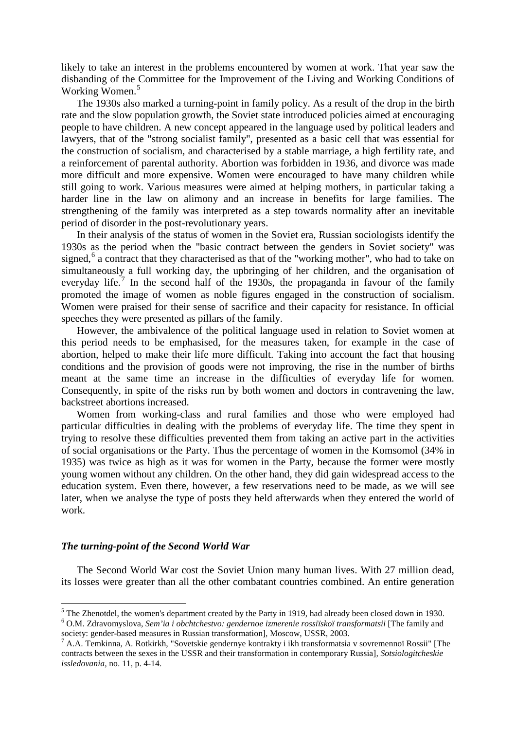likely to take an interest in the problems encountered by women at work. That year saw the disbanding of the Committee for the Improvement of the Living and Working Conditions of Working Women.[5]

The 1930s also marked a turning-point in family policy. As a result of the drop in the birth rate and the slow population growth, the Soviet state introduced policies aimed at encouraging people to have children. A new concept appeared in the language used by political leaders and lawyers, that of the "strong socialist family", presented as a basic cell that was essential for the construction of socialism, and characterised by a stable marriage, a high fertility rate, and a reinforcement of parental authority. Abortion was forbidden in 1936, and divorce was made more difficult and more expensive. Women were encouraged to have many children while still going to work. Various measures were aimed at helping mothers, in particular taking a harder line in the law on alimony and an increase in benefits for large families. The strengthening of the family was interpreted as a step towards normality after an inevitable period of disorder in the post-revolutionary years.

In their analysis of the status of women in the Soviet era, Russian sociologists identify the 1930s as the period when the "basic contract between the genders in Soviet society" was signed,[6] a contract that they characterised as that of the "working mother", who had to take on simultaneously a full working day, the upbringing of her children, and the organisation of everyday life.[7] In the second half of the 1930s, the propaganda in favour of the family promoted the image of women as noble figures engaged in the construction of socialism. Women were praised for their sense of sacrifice and their capacity for resistance. In official speeches they were presented as pillars of the family.

However, the ambivalence of the political language used in relation to Soviet women at this period needs to be emphasised, for the measures taken, for example in the case of abortion, helped to make their life more difficult. Taking into account the fact that housing conditions and the provision of goods were not improving, the rise in the number of births meant at the same time an increase in the difficulties of everyday life for women. Consequently, in spite of the risks run by both women and doctors in contravening the law, backstreet abortions increased.

Women from working-class and rural families and those who were employed had particular difficulties in dealing with the problems of everyday life. The time they spent in trying to resolve these difficulties prevented them from taking an active part in the activities of social organisations or the Party. Thus the percentage of women in the Komsomol (34% in 1935) was twice as high as it was for women in the Party, because the former were mostly young women without any children. On the other hand, they did gain widespread access to the education system. Even there, however, a few reservations need to be made, as we will see later, when we analyse the type of posts they held afterwards when they entered the world of work.

### *The turning-point of the Second World War*

The Second World War cost the Soviet Union many human lives. With 27 million dead, its losses were greater than all the other combatant countries combined. An entire generation

---

[5] The Zhenotdel, the women's department created by the Party in 1919, had already been closed down in 1930.

[6] O.M. Zdravomyslova, *Sem'ia i obchtchestvo: gendernoe izmerenie rossiïskoï transformatsii* [The family and society: gender-based measures in Russian transformation], Moscow, USSR, 2003.

[7] A.A. Temkinna, A. Rotkirkh, "Sovetskie gendernye kontrakty i ikh transformatsia v sovremennoï Rossii" [The contracts between the sexes in the USSR and their transformation in contemporary Russia], *Sotsiologitcheskie issledovania,* no. 11, p. 4-14.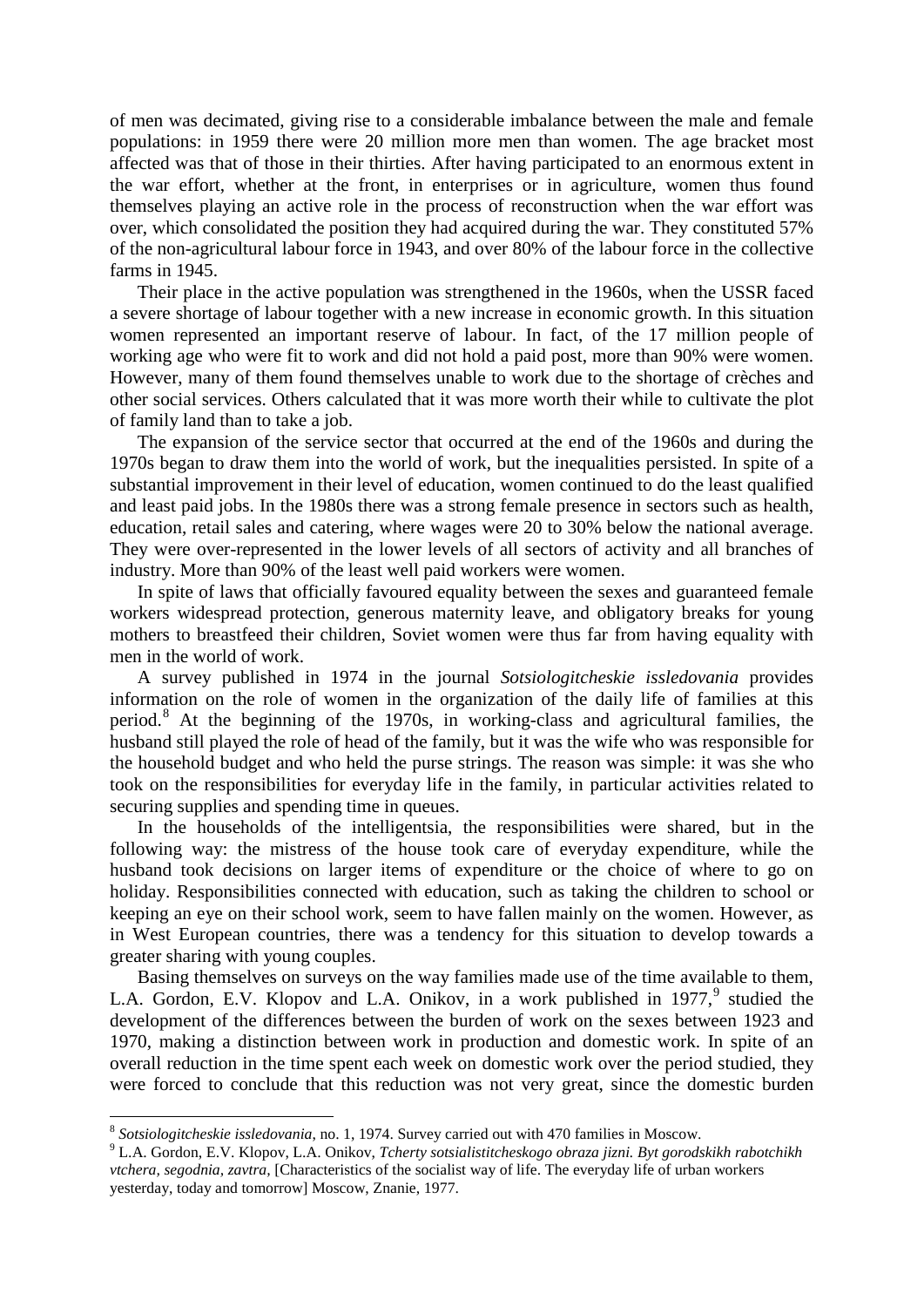of men was decimated, giving rise to a considerable imbalance between the male and female populations: in 1959 there were 20 million more men than women. The age bracket most affected was that of those in their thirties. After having participated to an enormous extent in the war effort, whether at the front, in enterprises or in agriculture, women thus found themselves playing an active role in the process of reconstruction when the war effort was over, which consolidated the position they had acquired during the war. They constituted 57% of the non-agricultural labour force in 1943, and over 80% of the labour force in the collective farms in 1945.

Their place in the active population was strengthened in the 1960s, when the USSR faced a severe shortage of labour together with a new increase in economic growth. In this situation women represented an important reserve of labour. In fact, of the 17 million people of working age who were fit to work and did not hold a paid post, more than 90% were women. However, many of them found themselves unable to work due to the shortage of crèches and other social services. Others calculated that it was more worth their while to cultivate the plot of family land than to take a job.

The expansion of the service sector that occurred at the end of the 1960s and during the 1970s began to draw them into the world of work, but the inequalities persisted. In spite of a substantial improvement in their level of education, women continued to do the least qualified and least paid jobs. In the 1980s there was a strong female presence in sectors such as health, education, retail sales and catering, where wages were 20 to 30% below the national average. They were over-represented in the lower levels of all sectors of activity and all branches of industry. More than 90% of the least well paid workers were women.

In spite of laws that officially favoured equality between the sexes and guaranteed female workers widespread protection, generous maternity leave, and obligatory breaks for young mothers to breastfeed their children, Soviet women were thus far from having equality with men in the world of work.

A survey published in 1974 in the journal *Sotsiologitcheskie issledovania* provides information on the role of women in the organization of the daily life of families at this period.[8] At the beginning of the 1970s, in working-class and agricultural families, the husband still played the role of head of the family, but it was the wife who was responsible for the household budget and who held the purse strings. The reason was simple: it was she who took on the responsibilities for everyday life in the family, in particular activities related to securing supplies and spending time in queues.

In the households of the intelligentsia, the responsibilities were shared, but in the following way: the mistress of the house took care of everyday expenditure, while the husband took decisions on larger items of expenditure or the choice of where to go on holiday. Responsibilities connected with education, such as taking the children to school or keeping an eye on their school work, seem to have fallen mainly on the women. However, as in West European countries, there was a tendency for this situation to develop towards a greater sharing with young couples.

Basing themselves on surveys on the way families made use of the time available to them, L.A. Gordon, E.V. Klopov and L.A. Onikov, in a work published in 1977,[9] studied the development of the differences between the burden of work on the sexes between 1923 and 1970, making a distinction between work in production and domestic work. In spite of an overall reduction in the time spent each week on domestic work over the period studied, they were forced to conclude that this reduction was not very great, since the domestic burden

---

[8] *Sotsiologitcheskie issledovania*, no. 1, 1974. Survey carried out with 470 families in Moscow.

[9] L.A. Gordon, E.V. Klopov, L.A. Onikov, *Tcherty sotsialistitcheskogo obraza jizni. Byt gorodskikh rabotchikh vtchera, segodnia, zavtra,* [Characteristics of the socialist way of life. The everyday life of urban workers yesterday, today and tomorrow] Moscow, Znanie, 1977.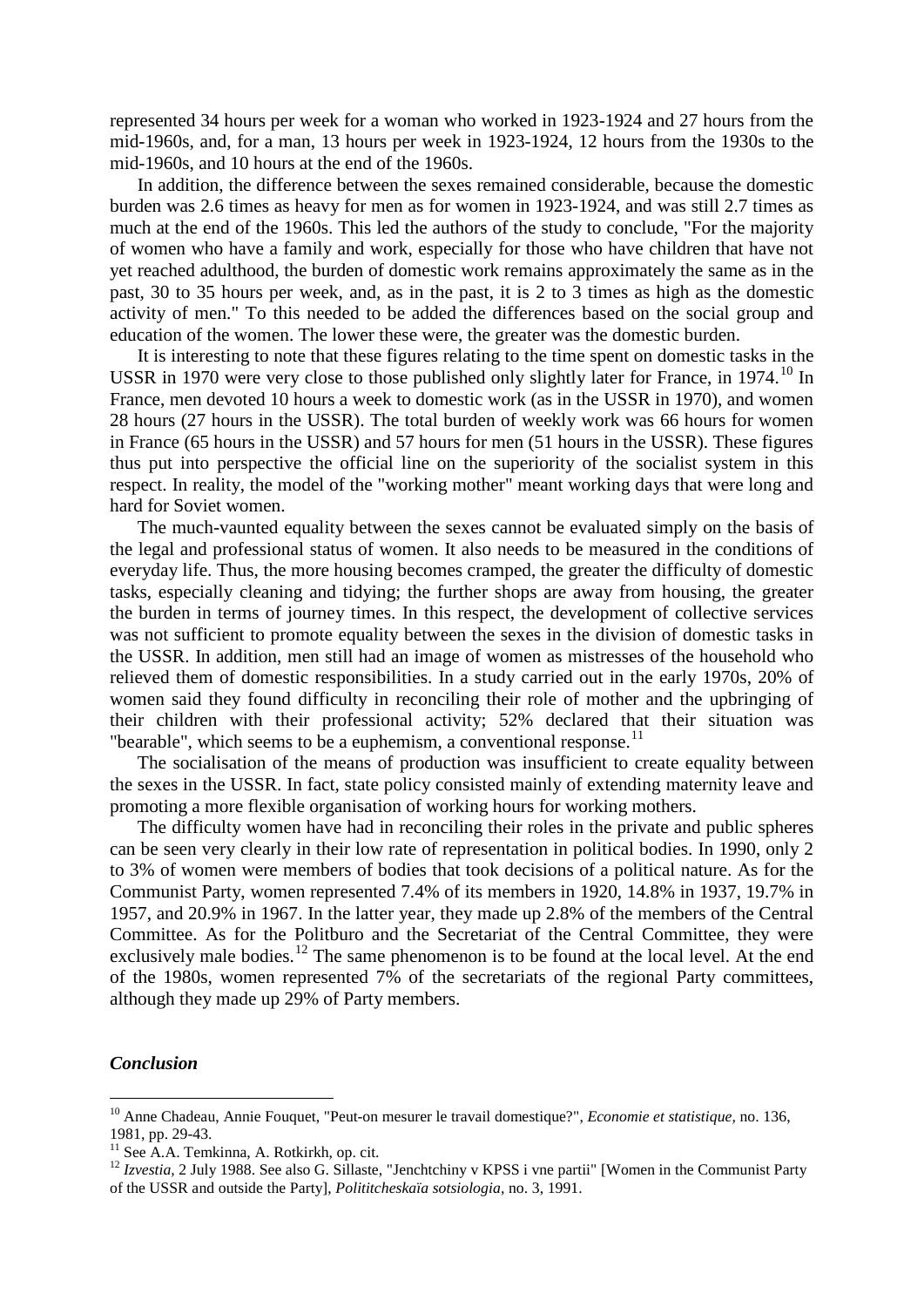represented 34 hours per week for a woman who worked in 1923-1924 and 27 hours from the mid-1960s, and, for a man, 13 hours per week in 1923-1924, 12 hours from the 1930s to the mid-1960s, and 10 hours at the end of the 1960s.

In addition, the difference between the sexes remained considerable, because the domestic burden was 2.6 times as heavy for men as for women in 1923-1924, and was still 2.7 times as much at the end of the 1960s. This led the authors of the study to conclude, "For the majority of women who have a family and work, especially for those who have children that have not yet reached adulthood, the burden of domestic work remains approximately the same as in the past, 30 to 35 hours per week, and, as in the past, it is 2 to 3 times as high as the domestic activity of men." To this needed to be added the differences based on the social group and education of the women. The lower these were, the greater was the domestic burden.

It is interesting to note that these figures relating to the time spent on domestic tasks in the USSR in 1970 were very close to those published only slightly later for France, in 1974.[10] In France, men devoted 10 hours a week to domestic work (as in the USSR in 1970), and women 28 hours (27 hours in the USSR). The total burden of weekly work was 66 hours for women in France (65 hours in the USSR) and 57 hours for men (51 hours in the USSR). These figures thus put into perspective the official line on the superiority of the socialist system in this respect. In reality, the model of the "working mother" meant working days that were long and hard for Soviet women.

The much-vaunted equality between the sexes cannot be evaluated simply on the basis of the legal and professional status of women. It also needs to be measured in the conditions of everyday life. Thus, the more housing becomes cramped, the greater the difficulty of domestic tasks, especially cleaning and tidying; the further shops are away from housing, the greater the burden in terms of journey times. In this respect, the development of collective services was not sufficient to promote equality between the sexes in the division of domestic tasks in the USSR. In addition, men still had an image of women as mistresses of the household who relieved them of domestic responsibilities. In a study carried out in the early 1970s, 20% of women said they found difficulty in reconciling their role of mother and the upbringing of their children with their professional activity; 52% declared that their situation was "bearable", which seems to be a euphemism, a conventional response.[11]

The socialisation of the means of production was insufficient to create equality between the sexes in the USSR. In fact, state policy consisted mainly of extending maternity leave and promoting a more flexible organisation of working hours for working mothers.

The difficulty women have had in reconciling their roles in the private and public spheres can be seen very clearly in their low rate of representation in political bodies. In 1990, only 2 to 3% of women were members of bodies that took decisions of a political nature. As for the Communist Party, women represented 7.4% of its members in 1920, 14.8% in 1937, 19.7% in 1957, and 20.9% in 1967. In the latter year, they made up 2.8% of the members of the Central Committee. As for the Politburo and the Secretariat of the Central Committee, they were exclusively male bodies.[12] The same phenomenon is to be found at the local level. At the end of the 1980s, women represented 7% of the secretariats of the regional Party committees, although they made up 29% of Party members.

### *Conclusion*

---

[10] Anne Chadeau, Annie Fouquet, "Peut-on mesurer le travail domestique?", *Economie et statistique*, no. 136, 1981, pp. 29-43.

[11] See A.A. Temkinna, A. Rotkirkh, op. cit.

[12] *Izvestia*, 2 July 1988. See also G. Sillaste, "Jenchtchiny v KPSS i vne partii" [Women in the Communist Party of the USSR and outside the Party], *Polititcheskaïa sotsiologia*, no. 3, 1991.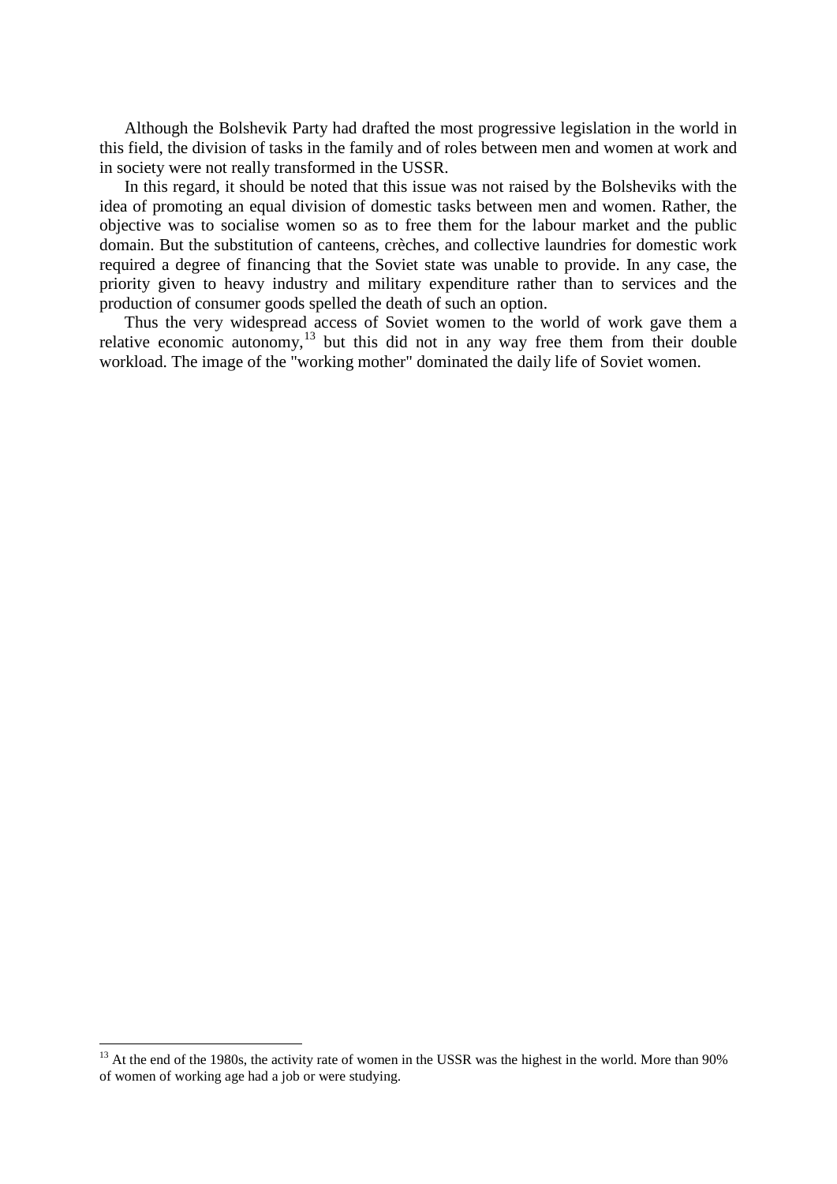Although the Bolshevik Party had drafted the most progressive legislation in the world in this field, the division of tasks in the family and of roles between men and women at work and in society were not really transformed in the USSR.

In this regard, it should be noted that this issue was not raised by the Bolsheviks with the idea of promoting an equal division of domestic tasks between men and women. Rather, the objective was to socialise women so as to free them for the labour market and the public domain. But the substitution of canteens, crèches, and collective laundries for domestic work required a degree of financing that the Soviet state was unable to provide. In any case, the priority given to heavy industry and military expenditure rather than to services and the production of consumer goods spelled the death of such an option.

Thus the very widespread access of Soviet women to the world of work gave them a relative economic autonomy,[13] but this did not in any way free them from their double workload. The image of the "working mother" dominated the daily life of Soviet women.

---

[13] At the end of the 1980s, the activity rate of women in the USSR was the highest in the world. More than 90% of women of working age had a job or were studying.